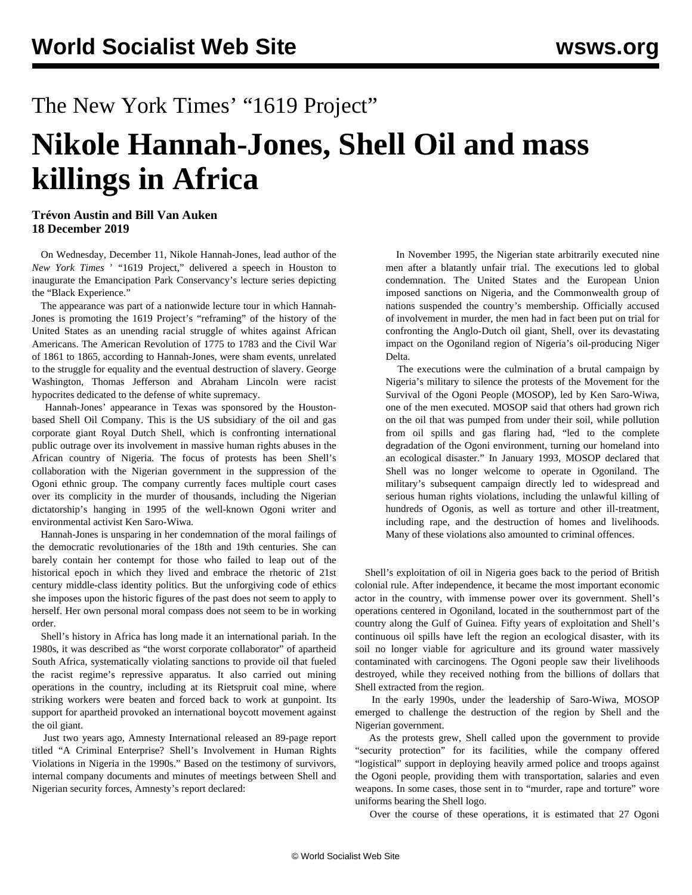The New York Times' "1619 Project"

# Nikole Hannah-Jones, Shell Oil and mass killings in Africa

**Trévon Austin and Bill Van Auken**
**18 December 2019**

On Wednesday, December 11, Nikole Hannah-Jones, lead author of the *New York Times* ' "1619 Project," delivered a speech in Houston to inaugurate the Emancipation Park Conservancy's lecture series depicting the "Black Experience."

The appearance was part of a nationwide lecture tour in which Hannah-Jones is promoting the 1619 Project's "reframing" of the history of the United States as an unending racial struggle of whites against African Americans. The American Revolution of 1775 to 1783 and the Civil War of 1861 to 1865, according to Hannah-Jones, were sham events, unrelated to the struggle for equality and the eventual destruction of slavery. George Washington, Thomas Jefferson and Abraham Lincoln were racist hypocrites dedicated to the defense of white supremacy.

Hannah-Jones' appearance in Texas was sponsored by the Houston-based Shell Oil Company. This is the US subsidiary of the oil and gas corporate giant Royal Dutch Shell, which is confronting international public outrage over its involvement in massive human rights abuses in the African country of Nigeria. The focus of protests has been Shell's collaboration with the Nigerian government in the suppression of the Ogoni ethnic group. The company currently faces multiple court cases over its complicity in the murder of thousands, including the Nigerian dictatorship's hanging in 1995 of the well-known Ogoni writer and environmental activist Ken Saro-Wiwa.

Hannah-Jones is unsparing in her condemnation of the moral failings of the democratic revolutionaries of the 18th and 19th centuries. She can barely contain her contempt for those who failed to leap out of the historical epoch in which they lived and embrace the rhetoric of 21st century middle-class identity politics. But the unforgiving code of ethics she imposes upon the historic figures of the past does not seem to apply to herself. Her own personal moral compass does not seem to be in working order.

Shell's history in Africa has long made it an international pariah. In the 1980s, it was described as "the worst corporate collaborator" of apartheid South Africa, systematically violating sanctions to provide oil that fueled the racist regime's repressive apparatus. It also carried out mining operations in the country, including at its Rietspruit coal mine, where striking workers were beaten and forced back to work at gunpoint. Its support for apartheid provoked an international boycott movement against the oil giant.

Just two years ago, Amnesty International released an 89-page report titled "A Criminal Enterprise? Shell's Involvement in Human Rights Violations in Nigeria in the 1990s." Based on the testimony of survivors, internal company documents and minutes of meetings between Shell and Nigerian security forces, Amnesty's report declared:

> In November 1995, the Nigerian state arbitrarily executed nine men after a blatantly unfair trial. The executions led to global condemnation. The United States and the European Union imposed sanctions on Nigeria, and the Commonwealth group of nations suspended the country's membership. Officially accused of involvement in murder, the men had in fact been put on trial for confronting the Anglo-Dutch oil giant, Shell, over its devastating impact on the Ogoniland region of Nigeria's oil-producing Niger Delta.
>
> The executions were the culmination of a brutal campaign by Nigeria's military to silence the protests of the Movement for the Survival of the Ogoni People (MOSOP), led by Ken Saro-Wiwa, one of the men executed. MOSOP said that others had grown rich on the oil that was pumped from under their soil, while pollution from oil spills and gas flaring had, "led to the complete degradation of the Ogoni environment, turning our homeland into an ecological disaster." In January 1993, MOSOP declared that Shell was no longer welcome to operate in Ogoniland. The military's subsequent campaign directly led to widespread and serious human rights violations, including the unlawful killing of hundreds of Ogonis, as well as torture and other ill-treatment, including rape, and the destruction of homes and livelihoods. Many of these violations also amounted to criminal offences.

Shell's exploitation of oil in Nigeria goes back to the period of British colonial rule. After independence, it became the most important economic actor in the country, with immense power over its government. Shell's operations centered in Ogoniland, located in the southernmost part of the country along the Gulf of Guinea. Fifty years of exploitation and Shell's continuous oil spills have left the region an ecological disaster, with its soil no longer viable for agriculture and its ground water massively contaminated with carcinogens. The Ogoni people saw their livelihoods destroyed, while they received nothing from the billions of dollars that Shell extracted from the region.

In the early 1990s, under the leadership of Saro-Wiwa, MOSOP emerged to challenge the destruction of the region by Shell and the Nigerian government.

As the protests grew, Shell called upon the government to provide "security protection" for its facilities, while the company offered "logistical" support in deploying heavily armed police and troops against the Ogoni people, providing them with transportation, salaries and even weapons. In some cases, those sent in to "murder, rape and torture" wore uniforms bearing the Shell logo.

Over the course of these operations, it is estimated that 27 Ogoni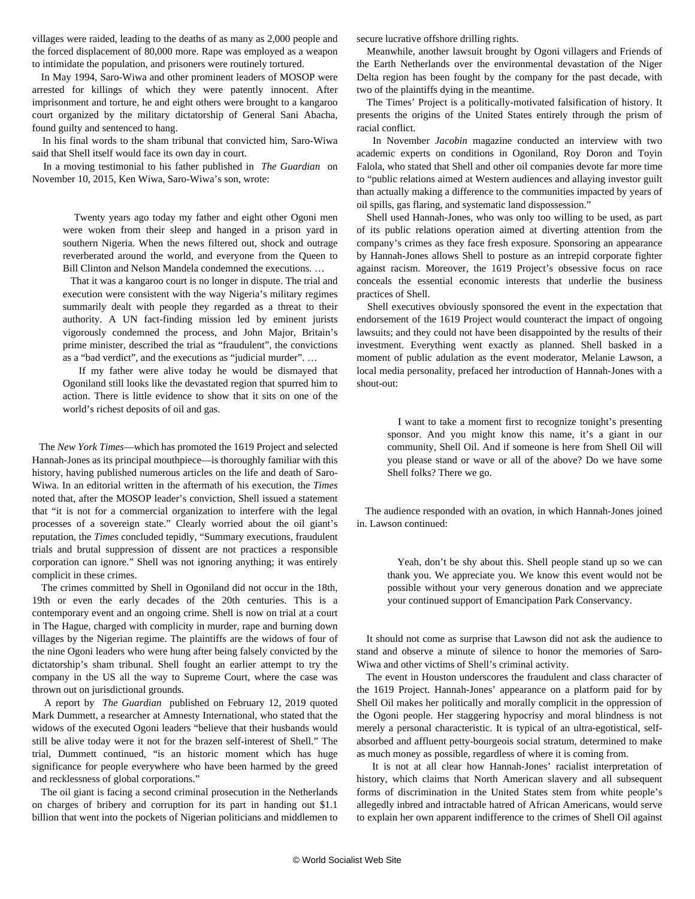villages were raided, leading to the deaths of as many as 2,000 people and the forced displacement of 80,000 more. Rape was employed as a weapon to intimidate the population, and prisoners were routinely tortured.

In May 1994, Saro-Wiwa and other prominent leaders of MOSOP were arrested for killings of which they were patently innocent. After imprisonment and torture, he and eight others were brought to a kangaroo court organized by the military dictatorship of General Sani Abacha, found guilty and sentenced to hang.

In his final words to the sham tribunal that convicted him, Saro-Wiwa said that Shell itself would face its own day in court.

In a moving testimonial to his father published in *The Guardian* on November 10, 2015, Ken Wiwa, Saro-Wiwa's son, wrote:

> Twenty years ago today my father and eight other Ogoni men were woken from their sleep and hanged in a prison yard in southern Nigeria. When the news filtered out, shock and outrage reverberated around the world, and everyone from the Queen to Bill Clinton and Nelson Mandela condemned the executions. …
>
> That it was a kangaroo court is no longer in dispute. The trial and execution were consistent with the way Nigeria's military regimes summarily dealt with people they regarded as a threat to their authority. A UN fact-finding mission led by eminent jurists vigorously condemned the process, and John Major, Britain's prime minister, described the trial as "fraudulent", the convictions as a "bad verdict", and the executions as "judicial murder". …
>
> If my father were alive today he would be dismayed that Ogoniland still looks like the devastated region that spurred him to action. There is little evidence to show that it sits on one of the world's richest deposits of oil and gas.

The *New York Times*—which has promoted the 1619 Project and selected Hannah-Jones as its principal mouthpiece—is thoroughly familiar with this history, having published numerous articles on the life and death of Saro-Wiwa. In an editorial written in the aftermath of his execution, the *Times* noted that, after the MOSOP leader's conviction, Shell issued a statement that "it is not for a commercial organization to interfere with the legal processes of a sovereign state." Clearly worried about the oil giant's reputation, the *Times* concluded tepidly, "Summary executions, fraudulent trials and brutal suppression of dissent are not practices a responsible corporation can ignore." Shell was not ignoring anything; it was entirely complicit in these crimes.

The crimes committed by Shell in Ogoniland did not occur in the 18th, 19th or even the early decades of the 20th centuries. This is a contemporary event and an ongoing crime. Shell is now on trial at a court in The Hague, charged with complicity in murder, rape and burning down villages by the Nigerian regime. The plaintiffs are the widows of four of the nine Ogoni leaders who were hung after being falsely convicted by the dictatorship's sham tribunal. Shell fought an earlier attempt to try the company in the US all the way to Supreme Court, where the case was thrown out on jurisdictional grounds.

A report by *The Guardian* published on February 12, 2019 quoted Mark Dummett, a researcher at Amnesty International, who stated that the widows of the executed Ogoni leaders "believe that their husbands would still be alive today were it not for the brazen self-interest of Shell." The trial, Dummett continued, "is an historic moment which has huge significance for people everywhere who have been harmed by the greed and recklessness of global corporations."

The oil giant is facing a second criminal prosecution in the Netherlands on charges of bribery and corruption for its part in handing out $1.1 billion that went into the pockets of Nigerian politicians and middlemen to secure lucrative offshore drilling rights.

Meanwhile, another lawsuit brought by Ogoni villagers and Friends of the Earth Netherlands over the environmental devastation of the Niger Delta region has been fought by the company for the past decade, with two of the plaintiffs dying in the meantime.

The Times' Project is a politically-motivated falsification of history. It presents the origins of the United States entirely through the prism of racial conflict.

In November *Jacobin* magazine conducted an interview with two academic experts on conditions in Ogoniland, Roy Doron and Toyin Falola, who stated that Shell and other oil companies devote far more time to "public relations aimed at Western audiences and allaying investor guilt than actually making a difference to the communities impacted by years of oil spills, gas flaring, and systematic land dispossession."

Shell used Hannah-Jones, who was only too willing to be used, as part of its public relations operation aimed at diverting attention from the company's crimes as they face fresh exposure. Sponsoring an appearance by Hannah-Jones allows Shell to posture as an intrepid corporate fighter against racism. Moreover, the 1619 Project's obsessive focus on race conceals the essential economic interests that underlie the business practices of Shell.

Shell executives obviously sponsored the event in the expectation that endorsement of the 1619 Project would counteract the impact of ongoing lawsuits; and they could not have been disappointed by the results of their investment. Everything went exactly as planned. Shell basked in a moment of public adulation as the event moderator, Melanie Lawson, a local media personality, prefaced her introduction of Hannah-Jones with a shout-out:

> I want to take a moment first to recognize tonight's presenting sponsor. And you might know this name, it's a giant in our community, Shell Oil. And if someone is here from Shell Oil will you please stand or wave or all of the above? Do we have some Shell folks? There we go.

The audience responded with an ovation, in which Hannah-Jones joined in. Lawson continued:

> Yeah, don't be shy about this. Shell people stand up so we can thank you. We appreciate you. We know this event would not be possible without your very generous donation and we appreciate your continued support of Emancipation Park Conservancy.

It should not come as surprise that Lawson did not ask the audience to stand and observe a minute of silence to honor the memories of Saro-Wiwa and other victims of Shell's criminal activity.

The event in Houston underscores the fraudulent and class character of the 1619 Project. Hannah-Jones' appearance on a platform paid for by Shell Oil makes her politically and morally complicit in the oppression of the Ogoni people. Her staggering hypocrisy and moral blindness is not merely a personal characteristic. It is typical of an ultra-egotistical, self-absorbed and affluent petty-bourgeois social stratum, determined to make as much money as possible, regardless of where it is coming from.

It is not at all clear how Hannah-Jones' racialist interpretation of history, which claims that North American slavery and all subsequent forms of discrimination in the United States stem from white people's allegedly inbred and intractable hatred of African Americans, would serve to explain her own apparent indifference to the crimes of Shell Oil against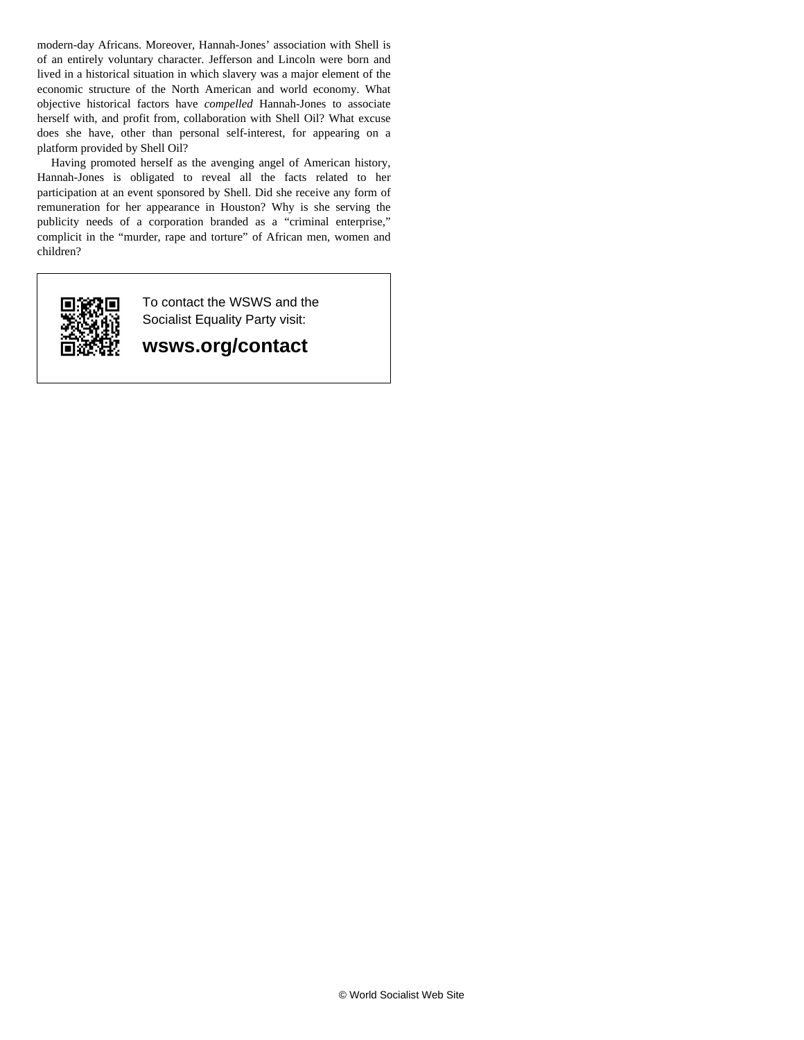modern-day Africans. Moreover, Hannah-Jones' association with Shell is of an entirely voluntary character. Jefferson and Lincoln were born and lived in a historical situation in which slavery was a major element of the economic structure of the North American and world economy. What objective historical factors have *compelled* Hannah-Jones to associate herself with, and profit from, collaboration with Shell Oil? What excuse does she have, other than personal self-interest, for appearing on a platform provided by Shell Oil?

Having promoted herself as the avenging angel of American history, Hannah-Jones is obligated to reveal all the facts related to her participation at an event sponsored by Shell. Did she receive any form of remuneration for her appearance in Houston? Why is she serving the publicity needs of a corporation branded as a "criminal enterprise," complicit in the "murder, rape and torture" of African men, women and children?

To contact the WSWS and the Socialist Equality Party visit:

**wsws.org/contact**